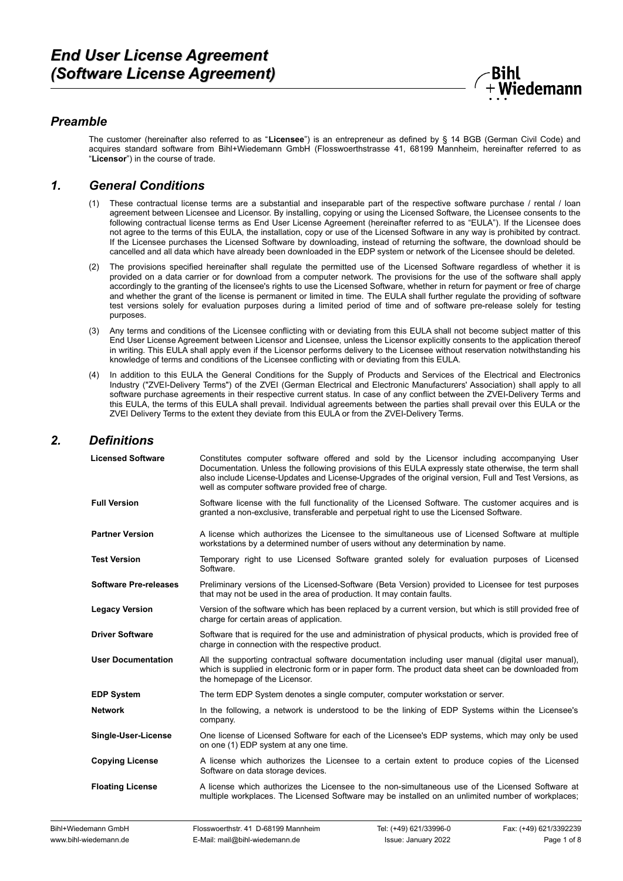# *End User License Agreement (Software License Agreement)*

## *Preamble*

The customer (hereinafter also referred to as "**Licensee**") is an entrepreneur as defined by § 14 BGB (German Civil Code) and acquires standard software from Bihl+Wiedemann GmbH (Flosswoerthstrasse 41, 68199 Mannheim, hereinafter referred to as "**Licensor**") in the course of trade.

## *1. General Conditions*

(1) These contractual license terms are a substantial and inseparable part of the respective software purchase / rental / loan agreement between Licensee and Licensor. By installing, copying or using the Licensed Software, the Licensee consents to the following contractual license terms as End User License Agreement (hereinafter referred to as "EULA"). If the Licensee does not agree to the terms of this EULA, the installation, copy or use of the Licensed Software in any way is prohibited by contract. If the Licensee purchases the Licensed Software by downloading, instead of returning the software, the download should be cancelled and all data which have already been downloaded in the EDP system or network of the Licensee should be deleted.

(2) The provisions specified hereinafter shall regulate the permitted use of the Licensed Software regardless of whether it is provided on a data carrier or for download from a computer network. The provisions for the use of the software shall apply accordingly to the granting of the licensee's rights to use the Licensed Software, whether in return for payment or free of charge and whether the grant of the license is permanent or limited in time. The EULA shall further regulate the providing of software test versions solely for evaluation purposes during a limited period of time and of software pre-release solely for testing purposes.

(3) Any terms and conditions of the Licensee conflicting with or deviating from this EULA shall not become subject matter of this End User License Agreement between Licensor and Licensee, unless the Licensor explicitly consents to the application thereof in writing. This EULA shall apply even if the Licensor performs delivery to the Licensee without reservation notwithstanding his knowledge of terms and conditions of the Licensee conflicting with or deviating from this EULA.

(4) In addition to this EULA the General Conditions for the Supply of Products and Services of the Electrical and Electronics Industry ("ZVEI-Delivery Terms") of the ZVEI (German Electrical and Electronic Manufacturers' Association) shall apply to all software purchase agreements in their respective current status. In case of any conflict between the ZVEI-Delivery Terms and this EULA, the terms of this EULA shall prevail. Individual agreements between the parties shall prevail over this EULA or the ZVEI Delivery Terms to the extent they deviate from this EULA or from the ZVEI-Delivery Terms.

## *2. Definitions*

| | |
|---|---|
| **Licensed Software** | Constitutes computer software offered and sold by the Licensor including accompanying User Documentation. Unless the following provisions of this EULA expressly state otherwise, the term shall also include License-Updates and License-Upgrades of the original version, Full and Test Versions, as well as computer software provided free of charge. |
| **Full Version** | Software license with the full functionality of the Licensed Software. The customer acquires and is granted a non-exclusive, transferable and perpetual right to use the Licensed Software. |
| **Partner Version** | A license which authorizes the Licensee to the simultaneous use of Licensed Software at multiple workstations by a determined number of users without any determination by name. |
| **Test Version** | Temporary right to use Licensed Software granted solely for evaluation purposes of Licensed Software. |
| **Software Pre-releases** | Preliminary versions of the Licensed-Software (Beta Version) provided to Licensee for test purposes that may not be used in the area of production. It may contain faults. |
| **Legacy Version** | Version of the software which has been replaced by a current version, but which is still provided free of charge for certain areas of application. |
| **Driver Software** | Software that is required for the use and administration of physical products, which is provided free of charge in connection with the respective product. |
| **User Documentation** | All the supporting contractual software documentation including user manual (digital user manual), which is supplied in electronic form or in paper form. The product data sheet can be downloaded from the homepage of the Licensor. |
| **EDP System** | The term EDP System denotes a single computer, computer workstation or server. |
| **Network** | In the following, a network is understood to be the linking of EDP Systems within the Licensee's company. |
| **Single-User-License** | One license of Licensed Software for each of the Licensee's EDP systems, which may only be used on one (1) EDP system at any one time. |
| **Copying License** | A license which authorizes the Licensee to a certain extent to produce copies of the Licensed Software on data storage devices. |
| **Floating License** | A license which authorizes the Licensee to the non-simultaneous use of the Licensed Software at multiple workplaces. The Licensed Software may be installed on an unlimited number of workplaces; |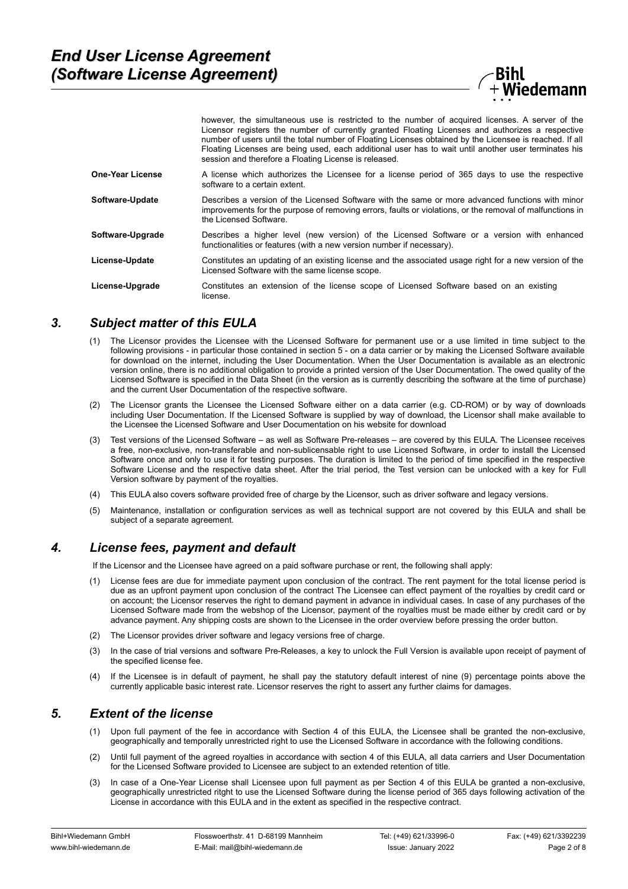however, the simultaneous use is restricted to the number of acquired licenses. A server of the Licensor registers the number of currently granted Floating Licenses and authorizes a respective number of users until the total number of Floating Licenses obtained by the Licensee is reached. If all Floating Licenses are being used, each additional user has to wait until another user terminates his session and therefore a Floating License is released.

| | |
|---|---|
| **One-Year License** | A license which authorizes the Licensee for a license period of 365 days to use the respective software to a certain extent. |
| **Software-Update** | Describes a version of the Licensed Software with the same or more advanced functions with minor improvements for the purpose of removing errors, faults or violations, or the removal of malfunctions in the Licensed Software. |
| **Software-Upgrade** | Describes a higher level (new version) of the Licensed Software or a version with enhanced functionalities or features (with a new version number if necessary). |
| **License-Update** | Constitutes an updating of an existing license and the associated usage right for a new version of the Licensed Software with the same license scope. |
| **License-Upgrade** | Constitutes an extension of the license scope of Licensed Software based on an existing license. |

## *3. Subject matter of this EULA*

(1) The Licensor provides the Licensee with the Licensed Software for permanent use or a use limited in time subject to the following provisions - in particular those contained in section 5 - on a data carrier or by making the Licensed Software available for download on the internet, including the User Documentation. When the User Documentation is available as an electronic version online, there is no additional obligation to provide a printed version of the User Documentation. The owed quality of the Licensed Software is specified in the Data Sheet (in the version as is currently describing the software at the time of purchase) and the current User Documentation of the respective software.

(2) The Licensor grants the Licensee the Licensed Software either on a data carrier (e.g. CD-ROM) or by way of downloads including User Documentation. If the Licensed Software is supplied by way of download, the Licensor shall make available to the Licensee the Licensed Software and User Documentation on his website for download

(3) Test versions of the Licensed Software – as well as Software Pre-releases – are covered by this EULA. The Licensee receives a free, non-exclusive, non-transferable and non-sublicensable right to use Licensed Software, in order to install the Licensed Software once and only to use it for testing purposes. The duration is limited to the period of time specified in the respective Software License and the respective data sheet. After the trial period, the Test version can be unlocked with a key for Full Version software by payment of the royalties.

(4) This EULA also covers software provided free of charge by the Licensor, such as driver software and legacy versions.

(5) Maintenance, installation or configuration services as well as technical support are not covered by this EULA and shall be subject of a separate agreement.

## *4. License fees, payment and default*

If the Licensor and the Licensee have agreed on a paid software purchase or rent, the following shall apply:

(1) License fees are due for immediate payment upon conclusion of the contract. The rent payment for the total license period is due as an upfront payment upon conclusion of the contract The Licensee can effect payment of the royalties by credit card or on account; the Licensor reserves the right to demand payment in advance in individual cases. In case of any purchases of the Licensed Software made from the webshop of the Licensor, payment of the royalties must be made either by credit card or by advance payment. Any shipping costs are shown to the Licensee in the order overview before pressing the order button.

(2) The Licensor provides driver software and legacy versions free of charge.

(3) In the case of trial versions and software Pre-Releases, a key to unlock the Full Version is available upon receipt of payment of the specified license fee.

(4) If the Licensee is in default of payment, he shall pay the statutory default interest of nine (9) percentage points above the currently applicable basic interest rate. Licensor reserves the right to assert any further claims for damages.

## *5. Extent of the license*

(1) Upon full payment of the fee in accordance with Section 4 of this EULA, the Licensee shall be granted the non-exclusive, geographically and temporally unrestricted right to use the Licensed Software in accordance with the following conditions.

(2) Until full payment of the agreed royalties in accordance with section 4 of this EULA, all data carriers and User Documentation for the Licensed Software provided to Licensee are subject to an extended retention of title.

(3) In case of a One-Year License shall Licensee upon full payment as per Section 4 of this EULA be granted a non-exclusive, geographically unrestricted ritght to use the Licensed Software during the license period of 365 days following activation of the License in accordance with this EULA and in the extent as specified in the respective contract.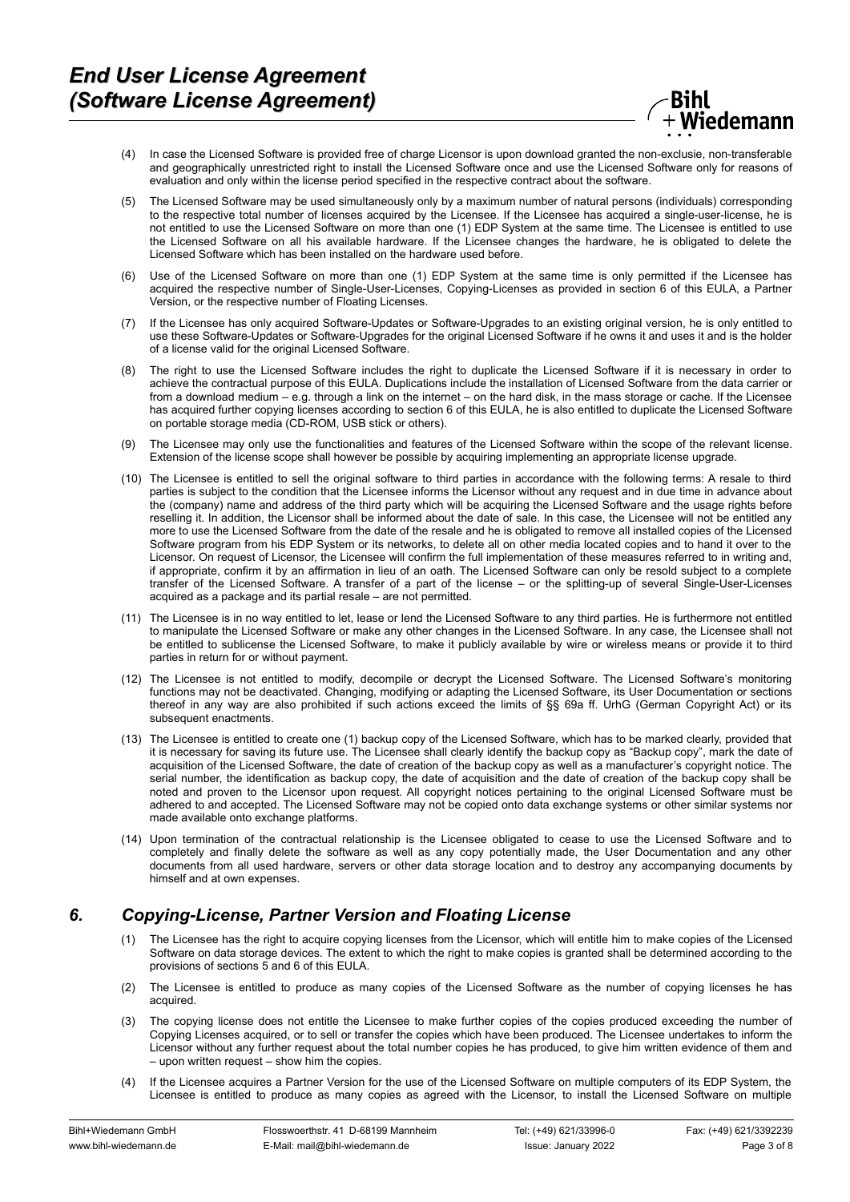(4) In case the Licensed Software is provided free of charge Licensor is upon download granted the non-exclusie, non-transferable and geographically unrestricted right to install the Licensed Software once and use the Licensed Software only for reasons of evaluation and only within the license period specified in the respective contract about the software.

(5) The Licensed Software may be used simultaneously only by a maximum number of natural persons (individuals) corresponding to the respective total number of licenses acquired by the Licensee. If the Licensee has acquired a single-user-license, he is not entitled to use the Licensed Software on more than one (1) EDP System at the same time. The Licensee is entitled to use the Licensed Software on all his available hardware. If the Licensee changes the hardware, he is obligated to delete the Licensed Software which has been installed on the hardware used before.

(6) Use of the Licensed Software on more than one (1) EDP System at the same time is only permitted if the Licensee has acquired the respective number of Single-User-Licenses, Copying-Licenses as provided in section 6 of this EULA, a Partner Version, or the respective number of Floating Licenses.

(7) If the Licensee has only acquired Software-Updates or Software-Upgrades to an existing original version, he is only entitled to use these Software-Updates or Software-Upgrades for the original Licensed Software if he owns it and uses it and is the holder of a license valid for the original Licensed Software.

(8) The right to use the Licensed Software includes the right to duplicate the Licensed Software if it is necessary in order to achieve the contractual purpose of this EULA. Duplications include the installation of Licensed Software from the data carrier or from a download medium – e.g. through a link on the internet – on the hard disk, in the mass storage or cache. If the Licensee has acquired further copying licenses according to section 6 of this EULA, he is also entitled to duplicate the Licensed Software on portable storage media (CD-ROM, USB stick or others).

(9) The Licensee may only use the functionalities and features of the Licensed Software within the scope of the relevant license. Extension of the license scope shall however be possible by acquiring implementing an appropriate license upgrade.

(10) The Licensee is entitled to sell the original software to third parties in accordance with the following terms: A resale to third parties is subject to the condition that the Licensee informs the Licensor without any request and in due time in advance about the (company) name and address of the third party which will be acquiring the Licensed Software and the usage rights before reselling it. In addition, the Licensor shall be informed about the date of sale. In this case, the Licensee will not be entitled any more to use the Licensed Software from the date of the resale and he is obligated to remove all installed copies of the Licensed Software program from his EDP System or its networks, to delete all on other media located copies and to hand it over to the Licensor. On request of Licensor, the Licensee will confirm the full implementation of these measures referred to in writing and, if appropriate, confirm it by an affirmation in lieu of an oath. The Licensed Software can only be resold subject to a complete transfer of the Licensed Software. A transfer of a part of the license – or the splitting-up of several Single-User-Licenses acquired as a package and its partial resale – are not permitted.

(11) The Licensee is in no way entitled to let, lease or lend the Licensed Software to any third parties. He is furthermore not entitled to manipulate the Licensed Software or make any other changes in the Licensed Software. In any case, the Licensee shall not be entitled to sublicense the Licensed Software, to make it publicly available by wire or wireless means or provide it to third parties in return for or without payment.

(12) The Licensee is not entitled to modify, decompile or decrypt the Licensed Software. The Licensed Software's monitoring functions may not be deactivated. Changing, modifying or adapting the Licensed Software, its User Documentation or sections thereof in any way are also prohibited if such actions exceed the limits of §§ 69a ff. UrhG (German Copyright Act) or its subsequent enactments.

(13) The Licensee is entitled to create one (1) backup copy of the Licensed Software, which has to be marked clearly, provided that it is necessary for saving its future use. The Licensee shall clearly identify the backup copy as "Backup copy", mark the date of acquisition of the Licensed Software, the date of creation of the backup copy as well as a manufacturer's copyright notice. The serial number, the identification as backup copy, the date of acquisition and the date of creation of the backup copy shall be noted and proven to the Licensor upon request. All copyright notices pertaining to the original Licensed Software must be adhered to and accepted. The Licensed Software may not be copied onto data exchange systems or other similar systems nor made available onto exchange platforms.

(14) Upon termination of the contractual relationship is the Licensee obligated to cease to use the Licensed Software and to completely and finally delete the software as well as any copy potentially made, the User Documentation and any other documents from all used hardware, servers or other data storage location and to destroy any accompanying documents by himself and at own expenses.

## *6. Copying-License, Partner Version and Floating License*

(1) The Licensee has the right to acquire copying licenses from the Licensor, which will entitle him to make copies of the Licensed Software on data storage devices. The extent to which the right to make copies is granted shall be determined according to the provisions of sections 5 and 6 of this EULA.

(2) The Licensee is entitled to produce as many copies of the Licensed Software as the number of copying licenses he has acquired.

(3) The copying license does not entitle the Licensee to make further copies of the copies produced exceeding the number of Copying Licenses acquired, or to sell or transfer the copies which have been produced. The Licensee undertakes to inform the Licensor without any further request about the total number copies he has produced, to give him written evidence of them and – upon written request – show him the copies.

(4) If the Licensee acquires a Partner Version for the use of the Licensed Software on multiple computers of its EDP System, the Licensee is entitled to produce as many copies as agreed with the Licensor, to install the Licensed Software on multiple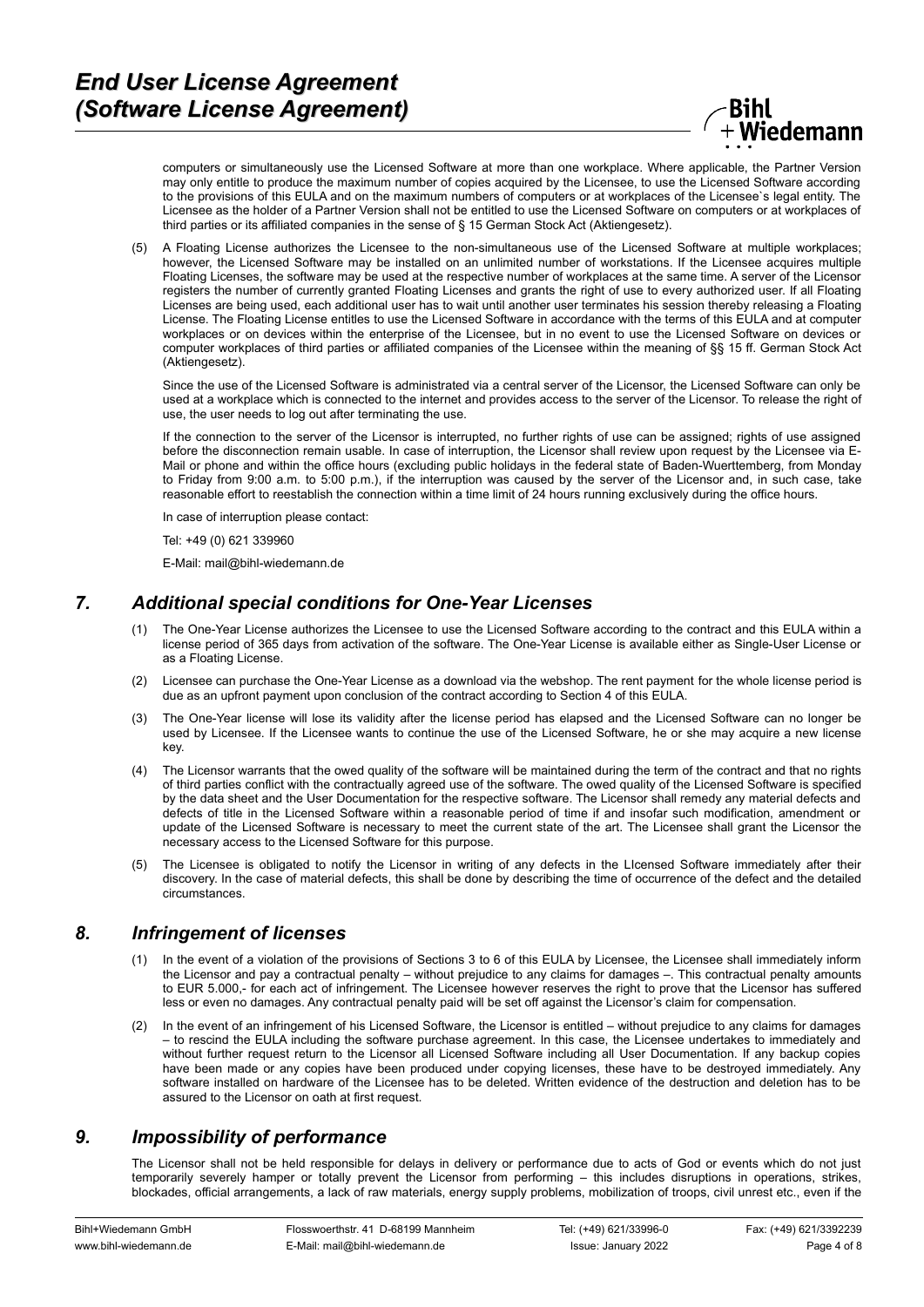computers or simultaneously use the Licensed Software at more than one workplace. Where applicable, the Partner Version may only entitle to produce the maximum number of copies acquired by the Licensee, to use the Licensed Software according to the provisions of this EULA and on the maximum numbers of computers or at workplaces of the Licensee`s legal entity. The Licensee as the holder of a Partner Version shall not be entitled to use the Licensed Software on computers or at workplaces of third parties or its affiliated companies in the sense of § 15 German Stock Act (Aktiengesetz).

(5) A Floating License authorizes the Licensee to the non-simultaneous use of the Licensed Software at multiple workplaces; however, the Licensed Software may be installed on an unlimited number of workstations. If the Licensee acquires multiple Floating Licenses, the software may be used at the respective number of workplaces at the same time. A server of the Licensor registers the number of currently granted Floating Licenses and grants the right of use to every authorized user. If all Floating Licenses are being used, each additional user has to wait until another user terminates his session thereby releasing a Floating License. The Floating License entitles to use the Licensed Software in accordance with the terms of this EULA and at computer workplaces or on devices within the enterprise of the Licensee, but in no event to use the Licensed Software on devices or computer workplaces of third parties or affiliated companies of the Licensee within the meaning of §§ 15 ff. German Stock Act (Aktiengesetz).

Since the use of the Licensed Software is administrated via a central server of the Licensor, the Licensed Software can only be used at a workplace which is connected to the internet and provides access to the server of the Licensor. To release the right of use, the user needs to log out after terminating the use.

If the connection to the server of the Licensor is interrupted, no further rights of use can be assigned; rights of use assigned before the disconnection remain usable. In case of interruption, the Licensor shall review upon request by the Licensee via E-Mail or phone and within the office hours (excluding public holidays in the federal state of Baden-Wuerttemberg, from Monday to Friday from 9:00 a.m. to 5:00 p.m.), if the interruption was caused by the server of the Licensor and, in such case, take reasonable effort to reestablish the connection within a time limit of 24 hours running exclusively during the office hours.

In case of interruption please contact:

Tel: +49 (0) 621 339960

E-Mail: mail@bihl-wiedemann.de

## 7. Additional special conditions for One-Year Licenses

(1) The One-Year License authorizes the Licensee to use the Licensed Software according to the contract and this EULA within a license period of 365 days from activation of the software. The One-Year License is available either as Single-User License or as a Floating License.

(2) Licensee can purchase the One-Year License as a download via the webshop. The rent payment for the whole license period is due as an upfront payment upon conclusion of the contract according to Section 4 of this EULA.

(3) The One-Year license will lose its validity after the license period has elapsed and the Licensed Software can no longer be used by Licensee. If the Licensee wants to continue the use of the Licensed Software, he or she may acquire a new license key.

(4) The Licensor warrants that the owed quality of the software will be maintained during the term of the contract and that no rights of third parties conflict with the contractually agreed use of the software. The owed quality of the Licensed Software is specified by the data sheet and the User Documentation for the respective software. The Licensor shall remedy any material defects and defects of title in the Licensed Software within a reasonable period of time if and insofar such modification, amendment or update of the Licensed Software is necessary to meet the current state of the art. The Licensee shall grant the Licensor the necessary access to the Licensed Software for this purpose.

(5) The Licensee is obligated to notify the Licensor in writing of any defects in the LIcensed Software immediately after their discovery. In the case of material defects, this shall be done by describing the time of occurrence of the defect and the detailed circumstances.

## 8. Infringement of licenses

(1) In the event of a violation of the provisions of Sections 3 to 6 of this EULA by Licensee, the Licensee shall immediately inform the Licensor and pay a contractual penalty – without prejudice to any claims for damages –. This contractual penalty amounts to EUR 5.000,- for each act of infringement. The Licensee however reserves the right to prove that the Licensor has suffered less or even no damages. Any contractual penalty paid will be set off against the Licensor's claim for compensation.

(2) In the event of an infringement of his Licensed Software, the Licensor is entitled – without prejudice to any claims for damages – to rescind the EULA including the software purchase agreement. In this case, the Licensee undertakes to immediately and without further request return to the Licensor all Licensed Software including all User Documentation. If any backup copies have been made or any copies have been produced under copying licenses, these have to be destroyed immediately. Any software installed on hardware of the Licensee has to be deleted. Written evidence of the destruction and deletion has to be assured to the Licensor on oath at first request.

## 9. Impossibility of performance

The Licensor shall not be held responsible for delays in delivery or performance due to acts of God or events which do not just temporarily severely hamper or totally prevent the Licensor from performing – this includes disruptions in operations, strikes, blockades, official arrangements, a lack of raw materials, energy supply problems, mobilization of troops, civil unrest etc., even if the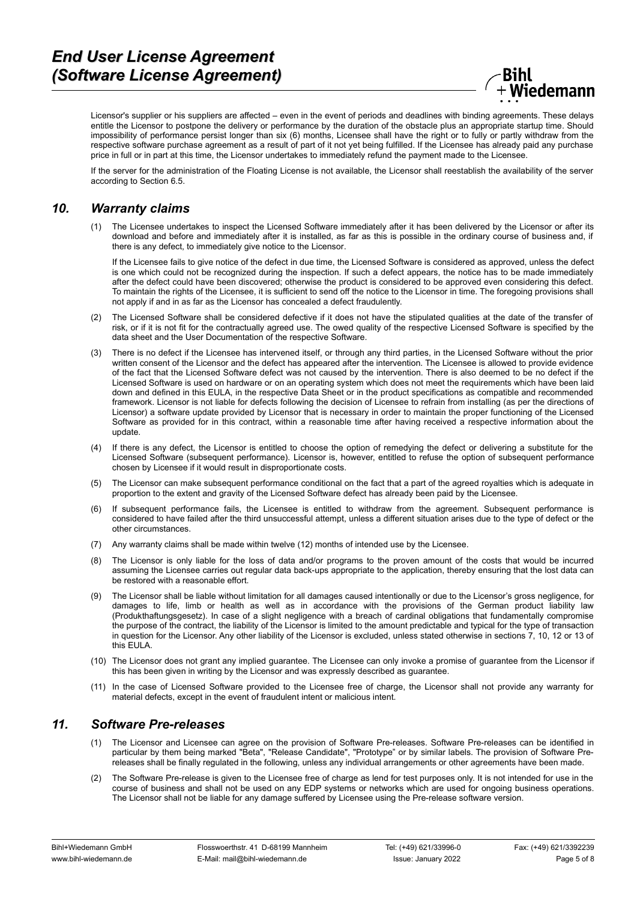Licensor's supplier or his suppliers are affected – even in the event of periods and deadlines with binding agreements. These delays entitle the Licensor to postpone the delivery or performance by the duration of the obstacle plus an appropriate startup time. Should impossibility of performance persist longer than six (6) months, Licensee shall have the right or to fully or partly withdraw from the respective software purchase agreement as a result of part of it not yet being fulfilled. If the Licensee has already paid any purchase price in full or in part at this time, the Licensor undertakes to immediately refund the payment made to the Licensee.

If the server for the administration of the Floating License is not available, the Licensor shall reestablish the availability of the server according to Section 6.5.

## *10. Warranty claims*

(1) The Licensee undertakes to inspect the Licensed Software immediately after it has been delivered by the Licensor or after its download and before and immediately after it is installed, as far as this is possible in the ordinary course of business and, if there is any defect, to immediately give notice to the Licensor.

If the Licensee fails to give notice of the defect in due time, the Licensed Software is considered as approved, unless the defect is one which could not be recognized during the inspection. If such a defect appears, the notice has to be made immediately after the defect could have been discovered; otherwise the product is considered to be approved even considering this defect. To maintain the rights of the Licensee, it is sufficient to send off the notice to the Licensor in time. The foregoing provisions shall not apply if and in as far as the Licensor has concealed a defect fraudulently.

(2) The Licensed Software shall be considered defective if it does not have the stipulated qualities at the date of the transfer of risk, or if it is not fit for the contractually agreed use. The owed quality of the respective Licensed Software is specified by the data sheet and the User Documentation of the respective Software.

(3) There is no defect if the Licensee has intervened itself, or through any third parties, in the Licensed Software without the prior written consent of the Licensor and the defect has appeared after the intervention. The Licensee is allowed to provide evidence of the fact that the Licensed Software defect was not caused by the intervention. There is also deemed to be no defect if the Licensed Software is used on hardware or on an operating system which does not meet the requirements which have been laid down and defined in this EULA, in the respective Data Sheet or in the product specifications as compatible and recommended framework. Licensor is not liable for defects following the decision of Licensee to refrain from installing (as per the directions of Licensor) a software update provided by Licensor that is necessary in order to maintain the proper functioning of the Licensed Software as provided for in this contract, within a reasonable time after having received a respective information about the update.

(4) If there is any defect, the Licensor is entitled to choose the option of remedying the defect or delivering a substitute for the Licensed Software (subsequent performance). Licensor is, however, entitled to refuse the option of subsequent performance chosen by Licensee if it would result in disproportionate costs.

(5) The Licensor can make subsequent performance conditional on the fact that a part of the agreed royalties which is adequate in proportion to the extent and gravity of the Licensed Software defect has already been paid by the Licensee.

(6) If subsequent performance fails, the Licensee is entitled to withdraw from the agreement. Subsequent performance is considered to have failed after the third unsuccessful attempt, unless a different situation arises due to the type of defect or the other circumstances.

(7) Any warranty claims shall be made within twelve (12) months of intended use by the Licensee.

(8) The Licensor is only liable for the loss of data and/or programs to the proven amount of the costs that would be incurred assuming the Licensee carries out regular data back-ups appropriate to the application, thereby ensuring that the lost data can be restored with a reasonable effort.

(9) The Licensor shall be liable without limitation for all damages caused intentionally or due to the Licensor's gross negligence, for damages to life, limb or health as well as in accordance with the provisions of the German product liability law (Produkthaftungsgesetz). In case of a slight negligence with a breach of cardinal obligations that fundamentally compromise the purpose of the contract, the liability of the Licensor is limited to the amount predictable and typical for the type of transaction in question for the Licensor. Any other liability of the Licensor is excluded, unless stated otherwise in sections 7, 10, 12 or 13 of this EULA.

(10) The Licensor does not grant any implied guarantee. The Licensee can only invoke a promise of guarantee from the Licensor if this has been given in writing by the Licensor and was expressly described as guarantee.

(11) In the case of Licensed Software provided to the Licensee free of charge, the Licensor shall not provide any warranty for material defects, except in the event of fraudulent intent or malicious intent.

## *11. Software Pre-releases*

(1) The Licensor and Licensee can agree on the provision of Software Pre-releases. Software Pre-releases can be identified in particular by them being marked "Beta", "Release Candidate", "Prototype" or by similar labels. The provision of Software Pre-releases shall be finally regulated in the following, unless any individual arrangements or other agreements have been made.

(2) The Software Pre-release is given to the Licensee free of charge as lend for test purposes only. It is not intended for use in the course of business and shall not be used on any EDP systems or networks which are used for ongoing business operations. The Licensor shall not be liable for any damage suffered by Licensee using the Pre-release software version.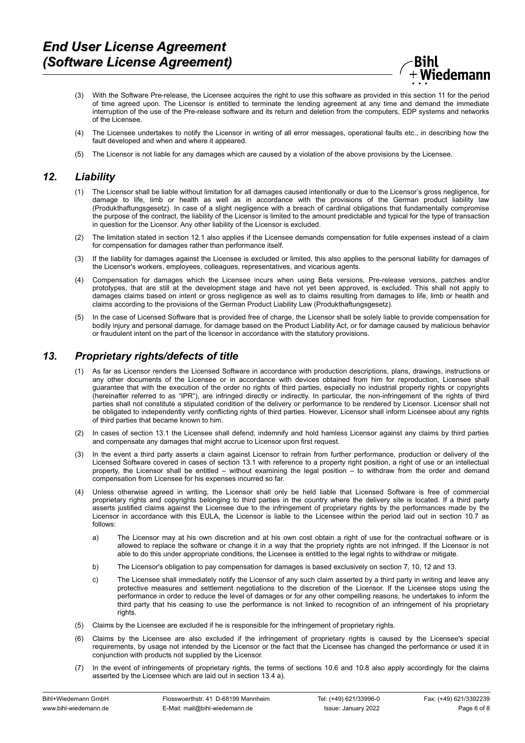(3) With the Software Pre-release, the Licensee acquires the right to use this software as provided in this section 11 for the period of time agreed upon. The Licensor is entitled to terminate the lending agreement at any time and demand the immediate interruption of the use of the Pre-release software and its return and deletion from the computers, EDP systems and networks of the Licensee.

(4) The Licensee undertakes to notify the Licensor in writing of all error messages, operational faults etc., in describing how the fault developed and when and where it appeared.

(5) The Licensor is not liable for any damages which are caused by a violation of the above provisions by the Licensee.

## *12. Liability*

(1) The Licensor shall be liable without limitation for all damages caused intentionally or due to the Licensor's gross negligence, for damage to life, limb or health as well as in accordance with the provisions of the German product liability law (Produkthaftungsgesetz). In case of a slight negligence with a breach of cardinal obligations that fundamentally compromise the purpose of the contract, the liability of the Licensor is limited to the amount predictable and typical for the type of transaction in question for the Licensor. Any other liability of the Licensor is excluded.

(2) The limitation stated in section 12.1 also applies if the Licensee demands compensation for futile expenses instead of a claim for compensation for damages rather than performance itself.

(3) If the liability for damages against the Licensee is excluded or limited, this also applies to the personal liability for damages of the Licensor's workers, employees, colleagues, representatives, and vicarious agents.

(4) Compensation for damages which the Licensee incurs when using Beta versions, Pre-release versions, patches and/or prototypes, that are still at the development stage and have not yet been approved, is excluded. This shall not apply to damages claims based on intent or gross negligence as well as to claims resulting from damages to life, limb or health and claims according to the provisions of the German Product Liability Law (Produkthaftungsgesetz).

(5) In the case of Licensed Software that is provided free of charge, the Licensor shall be solely liable to provide compensation for bodily injury and personal damage, for damage based on the Product Liability Act, or for damage caused by malicious behavior or fraudulent intent on the part of the licensor in accordance with the statutory provisions.

## *13. Proprietary rights/defects of title*

(1) As far as Licensor renders the Licensed Software in accordance with production descriptions, plans, drawings, instructions or any other documents of the Licensee or in accordance with devices obtained from him for reproduction, Licensee shall guarantee that with the execution of the order no rights of third parties, especially no industrial property rights or copyrights (hereinafter referred to as "IPR"), are infringed directly or indirectly. In particular, the non-infringement of the rights of third parties shall not constitute a stipulated condition of the delivery or performance to be rendered by Licensor. Licensor shall not be obligated to independently verify conflicting rights of third parties. However, Licensor shall inform Licensee about any rights of third parties that became known to him.

(2) In cases of section 13.1 the Licensee shall defend, indemnify and hold hamless Licensor against any claims by third parties and compensate any damages that might accrue to Licensor upon first request.

(3) In the event a third party asserts a claim against Licensor to refrain from further performance, production or delivery of the Licensed Software covered in cases of section 13.1 with reference to a property right position, a right of use or an intellectual property, the Licensor shall be entitled – without examining the legal position – to withdraw from the order and demand compensation from Licensee for his expenses incurred so far.

(4) Unless otherwise agreed in writing, the Licensor shall only be held liable that Licensed Software is free of commercial proprietary rights and copyrights belonging to third parties in the country where the delivery site is located. If a third party asserts justified claims against the Licensee due to the infringement of proprietary rights by the performances made by the Licensor in accordance with this EULA, the Licensor is liable to the Licensee within the period laid out in section 10.7 as follows:

   a) The Licensor may at his own discretion and at his own cost obtain a right of use for the contractual software or is allowed to replace the software or change it in a way that the propriety rights are not infringed. If the Licensor is not able to do this under appropriate conditions, the Licensee is entitled to the legal rights to withdraw or mitigate.

   b) The Licensor's obligation to pay compensation for damages is based exclusively on section 7, 10, 12 and 13.

   c) The Licensee shall immediately notify the Licensor of any such claim asserted by a third party in writing and leave any protective measures and settlement negotiations to the discretion of the Licensor. If the Licensee stops using the performance in order to reduce the level of damages or for any other compelling reasons, he undertakes to inform the third party that his ceasing to use the performance is not linked to recognition of an infringement of his proprietary rights.

(5) Claims by the Licensee are excluded if he is responsible for the infringement of proprietary rights.

(6) Claims by the Licensee are also excluded if the infringement of proprietary rights is caused by the Licensee's special requirements, by usage not intended by the Licensor or the fact that the Licensee has changed the performance or used it in conjunction with products not supplied by the Licensor.

(7) In the event of infringements of proprietary rights, the terms of sections 10.6 and 10.8 also apply accordingly for the claims asserted by the Licensee which are laid out in section 13.4 a).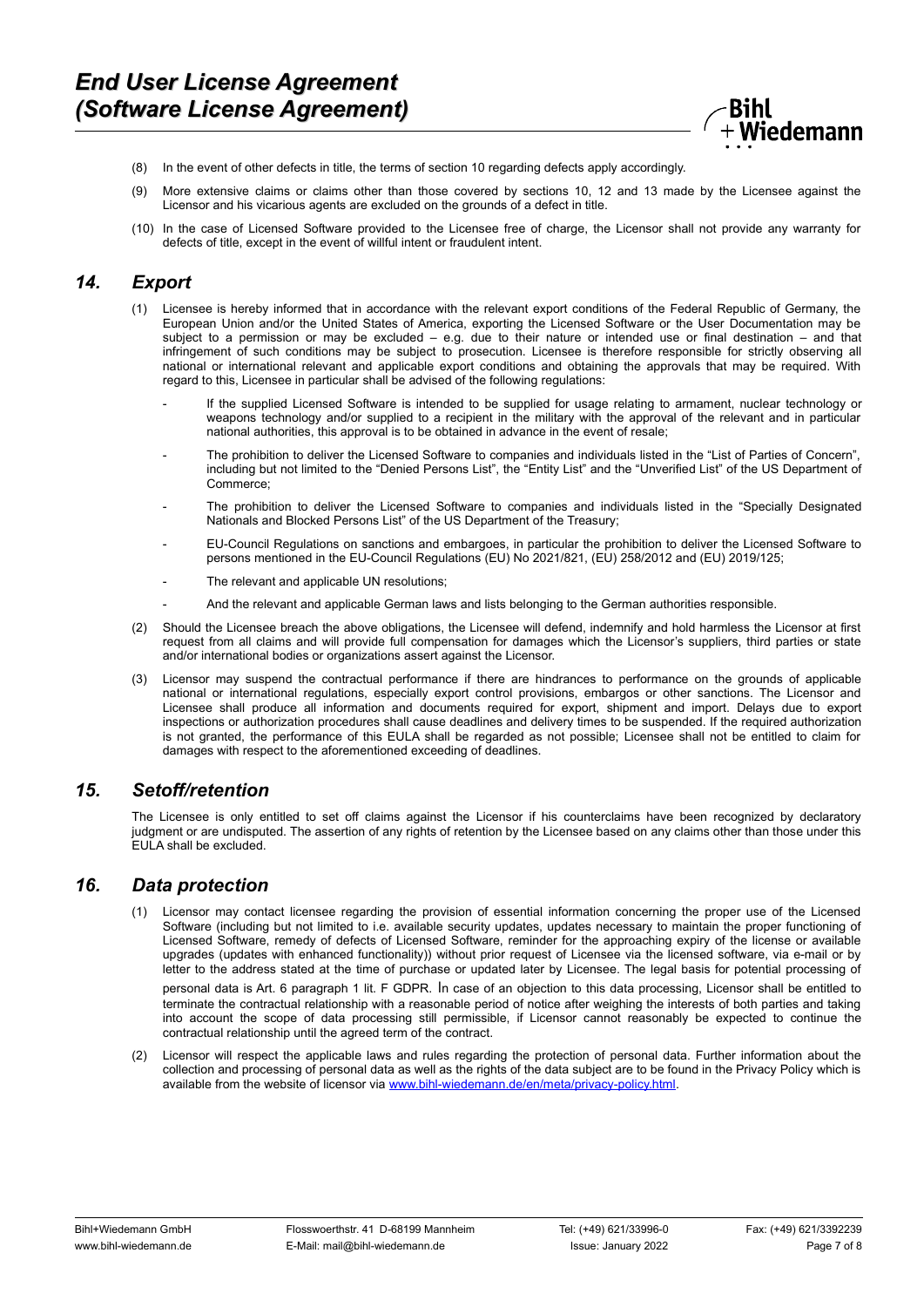(8) In the event of other defects in title, the terms of section 10 regarding defects apply accordingly.

(9) More extensive claims or claims other than those covered by sections 10, 12 and 13 made by the Licensee against the Licensor and his vicarious agents are excluded on the grounds of a defect in title.

(10) In the case of Licensed Software provided to the Licensee free of charge, the Licensor shall not provide any warranty for defects of title, except in the event of willful intent or fraudulent intent.

## *14. Export*

(1) Licensee is hereby informed that in accordance with the relevant export conditions of the Federal Republic of Germany, the European Union and/or the United States of America, exporting the Licensed Software or the User Documentation may be subject to a permission or may be excluded – e.g. due to their nature or intended use or final destination – and that infringement of such conditions may be subject to prosecution. Licensee is therefore responsible for strictly observing all national or international relevant and applicable export conditions and obtaining the approvals that may be required. With regard to this, Licensee in particular shall be advised of the following regulations:

- If the supplied Licensed Software is intended to be supplied for usage relating to armament, nuclear technology or weapons technology and/or supplied to a recipient in the military with the approval of the relevant and in particular national authorities, this approval is to be obtained in advance in the event of resale;
- The prohibition to deliver the Licensed Software to companies and individuals listed in the "List of Parties of Concern", including but not limited to the "Denied Persons List", the "Entity List" and the "Unverified List" of the US Department of Commerce;
- The prohibition to deliver the Licensed Software to companies and individuals listed in the "Specially Designated Nationals and Blocked Persons List" of the US Department of the Treasury;
- EU-Council Regulations on sanctions and embargoes, in particular the prohibition to deliver the Licensed Software to persons mentioned in the EU-Council Regulations (EU) No 2021/821, (EU) 258/2012 and (EU) 2019/125;
- The relevant and applicable UN resolutions;
- And the relevant and applicable German laws and lists belonging to the German authorities responsible.

(2) Should the Licensee breach the above obligations, the Licensee will defend, indemnify and hold harmless the Licensor at first request from all claims and will provide full compensation for damages which the Licensor's suppliers, third parties or state and/or international bodies or organizations assert against the Licensor.

(3) Licensor may suspend the contractual performance if there are hindrances to performance on the grounds of applicable national or international regulations, especially export control provisions, embargos or other sanctions. The Licensor and Licensee shall produce all information and documents required for export, shipment and import. Delays due to export inspections or authorization procedures shall cause deadlines and delivery times to be suspended. If the required authorization is not granted, the performance of this EULA shall be regarded as not possible; Licensee shall not be entitled to claim for damages with respect to the aforementioned exceeding of deadlines.

## *15. Setoff/retention*

The Licensee is only entitled to set off claims against the Licensor if his counterclaims have been recognized by declaratory judgment or are undisputed. The assertion of any rights of retention by the Licensee based on any claims other than those under this EULA shall be excluded.

## *16. Data protection*

(1) Licensor may contact licensee regarding the provision of essential information concerning the proper use of the Licensed Software (including but not limited to i.e. available security updates, updates necessary to maintain the proper functioning of Licensed Software, remedy of defects of Licensed Software, reminder for the approaching expiry of the license or available upgrades (updates with enhanced functionality)) without prior request of Licensee via the licensed software, via e-mail or by letter to the address stated at the time of purchase or updated later by Licensee. The legal basis for potential processing of personal data is Art. 6 paragraph 1 lit. F GDPR. In case of an objection to this data processing, Licensor shall be entitled to terminate the contractual relationship with a reasonable period of notice after weighing the interests of both parties and taking into account the scope of data processing still permissible, if Licensor cannot reasonably be expected to continue the contractual relationship until the agreed term of the contract.

(2) Licensor will respect the applicable laws and rules regarding the protection of personal data. Further information about the collection and processing of personal data as well as the rights of the data subject are to be found in the Privacy Policy which is available from the website of licensor via [www.bihl-wiedemann.de/en/meta/privacy-policy.html](www.bihl-wiedemann.de/en/meta/privacy-policy.html).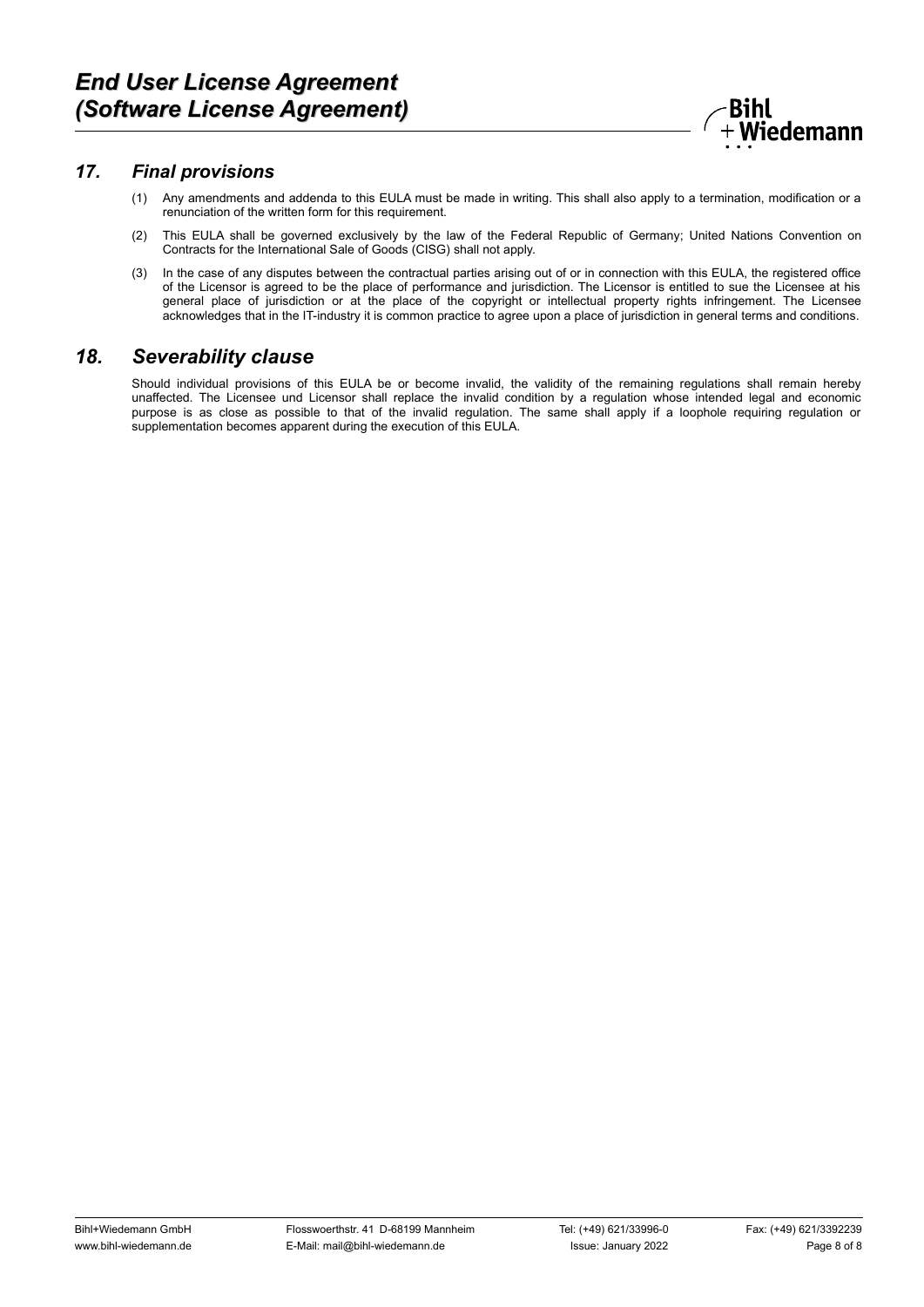## 17. *Final provisions*

(1) Any amendments and addenda to this EULA must be made in writing. This shall also apply to a termination, modification or a renunciation of the written form for this requirement.

(2) This EULA shall be governed exclusively by the law of the Federal Republic of Germany; United Nations Convention on Contracts for the International Sale of Goods (CISG) shall not apply.

(3) In the case of any disputes between the contractual parties arising out of or in connection with this EULA, the registered office of the Licensor is agreed to be the place of performance and jurisdiction. The Licensor is entitled to sue the Licensee at his general place of jurisdiction or at the place of the copyright or intellectual property rights infringement. The Licensee acknowledges that in the IT-industry it is common practice to agree upon a place of jurisdiction in general terms and conditions.

## 18. *Severability clause*

Should individual provisions of this EULA be or become invalid, the validity of the remaining regulations shall remain hereby unaffected. The Licensee und Licensor shall replace the invalid condition by a regulation whose intended legal and economic purpose is as close as possible to that of the invalid regulation. The same shall apply if a loophole requiring regulation or supplementation becomes apparent during the execution of this EULA.